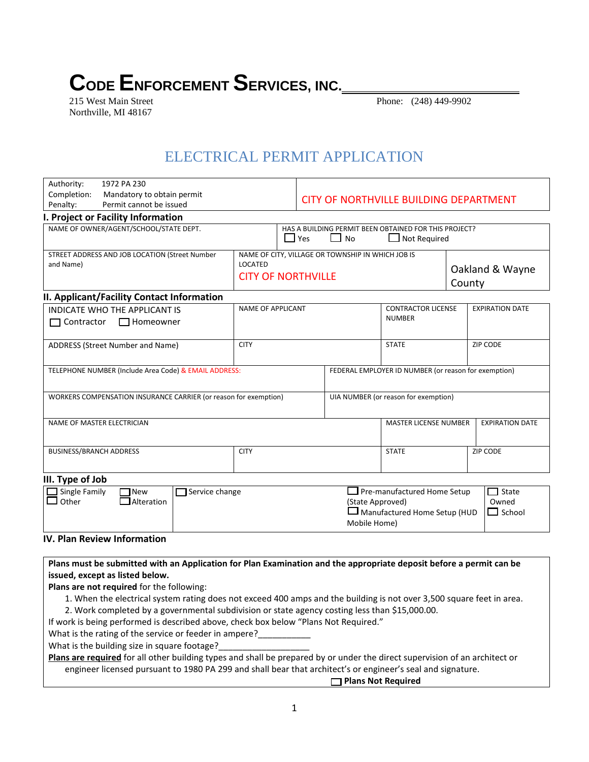# CODE ENFORCEMENT SERVICES, INC.

215 West Main Street
Northville, MI 48167

Phone: (248) 449-9902

## ELECTRICAL PERMIT APPLICATION

| Authority: 1972 PA 230<br>Completion: Mandatory to obtain permit<br>Penalty: Permit cannot be issued | CITY OF NORTHVILLE BUILDING DEPARTMENT |
|---|---|

### I. Project or Facility Information

| NAME OF OWNER/AGENT/SCHOOL/STATE DEPT. | HAS A BUILDING PERMIT BEEN OBTAINED FOR THIS PROJECT?<br>☐ Yes ☐ No ☐ Not Required | |
|---|---|---|
| STREET ADDRESS AND JOB LOCATION (Street Number and Name) | NAME OF CITY, VILLAGE OR TOWNSHIP IN WHICH JOB IS LOCATED<br>CITY OF NORTHVILLE | Oakland & Wayne County |

### II. Applicant/Facility Contact Information

| INDICATE WHO THE APPLICANT IS<br>☐ Contractor ☐ Homeowner | NAME OF APPLICANT | CONTRACTOR LICENSE NUMBER | EXPIRATION DATE |
|---|---|---|---|
| ADDRESS (Street Number and Name) | CITY | STATE | ZIP CODE |
| TELEPHONE NUMBER (Include Area Code) & EMAIL ADDRESS: | FEDERAL EMPLOYER ID NUMBER (or reason for exemption) | | |
| WORKERS COMPENSATION INSURANCE CARRIER (or reason for exemption) | UIA NUMBER (or reason for exemption) | | |
| NAME OF MASTER ELECTRICIAN | | MASTER LICENSE NUMBER | EXPIRATION DATE |
| BUSINESS/BRANCH ADDRESS | CITY | STATE | ZIP CODE |

### III. Type of Job

| ☐ Single Family ☐ New<br>☐ Other ☐ Alteration | ☐ Service change | ☐ Pre-manufactured Home Setup (State Approved)<br>☐ Manufactured Home Setup (HUD Mobile Home) | ☐ State Owned<br>☐ School |
|---|---|---|---|

### IV. Plan Review Information

**Plans must be submitted with an Application for Plan Examination and the appropriate deposit before a permit can be issued, except as listed below.**

**Plans are not required** for the following:

1. When the electrical system rating does not exceed 400 amps and the building is not over 3,500 square feet in area.
2. Work completed by a governmental subdivision or state agency costing less than $15,000.00.

If work is being performed is described above, check box below "Plans Not Required."

What is the rating of the service or feeder in ampere?___________

What is the building size in square footage?___________________

**Plans are required** for all other building types and shall be prepared by or under the direct supervision of an architect or engineer licensed pursuant to 1980 PA 299 and shall bear that architect's or engineer's seal and signature.

☐ **Plans Not Required**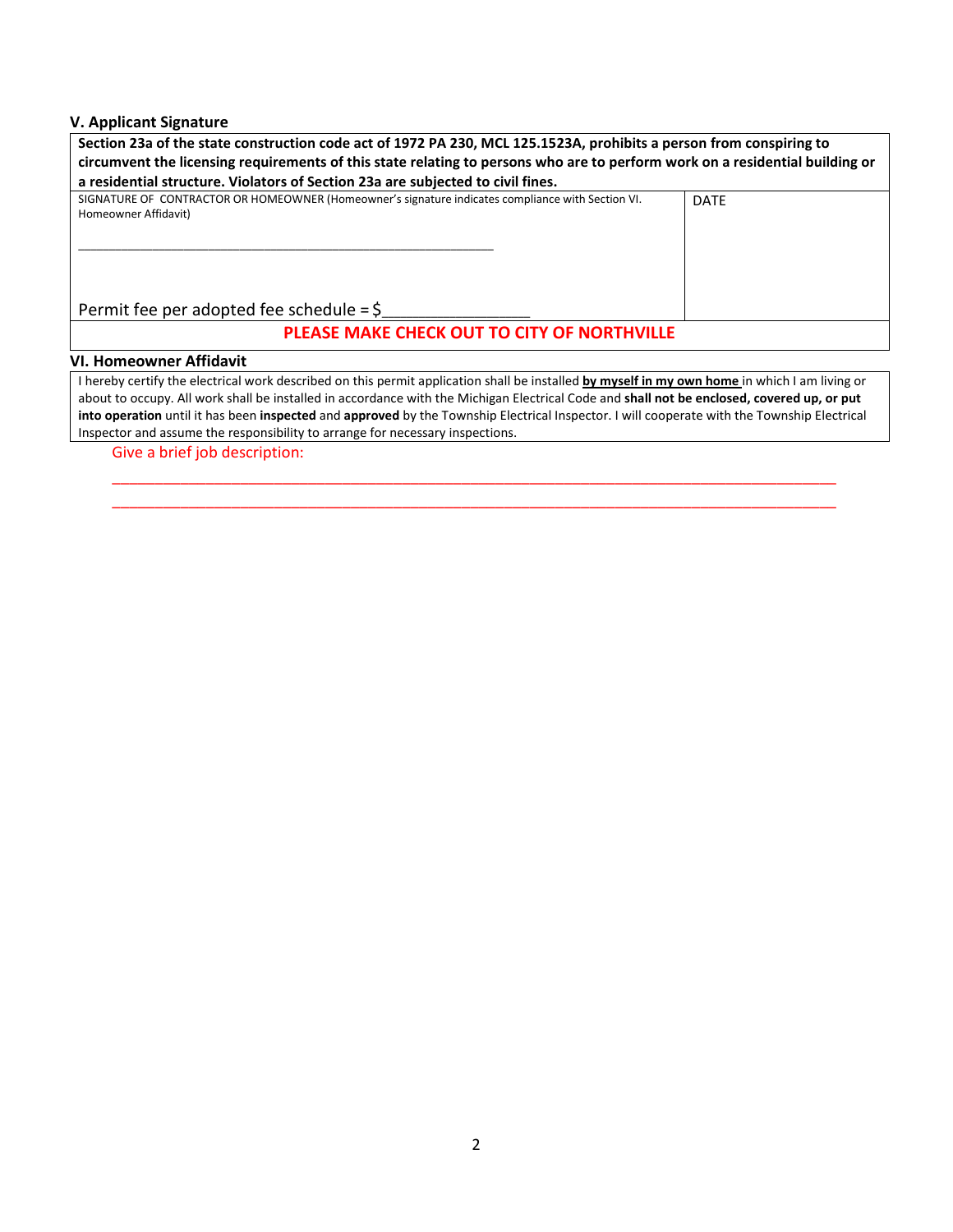### V. Applicant Signature

| **Section 23a of the state construction code act of 1972 PA 230, MCL 125.1523A, prohibits a person from conspiring to circumvent the licensing requirements of this state relating to persons who are to perform work on a residential building or a residential structure. Violators of Section 23a are subjected to civil fines.** | |
|---|---|
| SIGNATURE OF CONTRACTOR OR HOMEOWNER (Homeowner's signature indicates compliance with Section VI. Homeowner Affidavit)<br><br>______________________________________________________<br><br>Permit fee per adopted fee schedule = $________________ | DATE |
| **PLEASE MAKE CHECK OUT TO CITY OF NORTHVILLE** | |

### VI. Homeowner Affidavit

I hereby certify the electrical work described on this permit application shall be installed **by myself in my own home** in which I am living or about to occupy. All work shall be installed in accordance with the Michigan Electrical Code and **shall not be enclosed, covered up, or put into operation** until it has been **inspected** and **approved** by the Township Electrical Inspector. I will cooperate with the Township Electrical Inspector and assume the responsibility to arrange for necessary inspections.

Give a brief job description:

______________________________________________________________________________

______________________________________________________________________________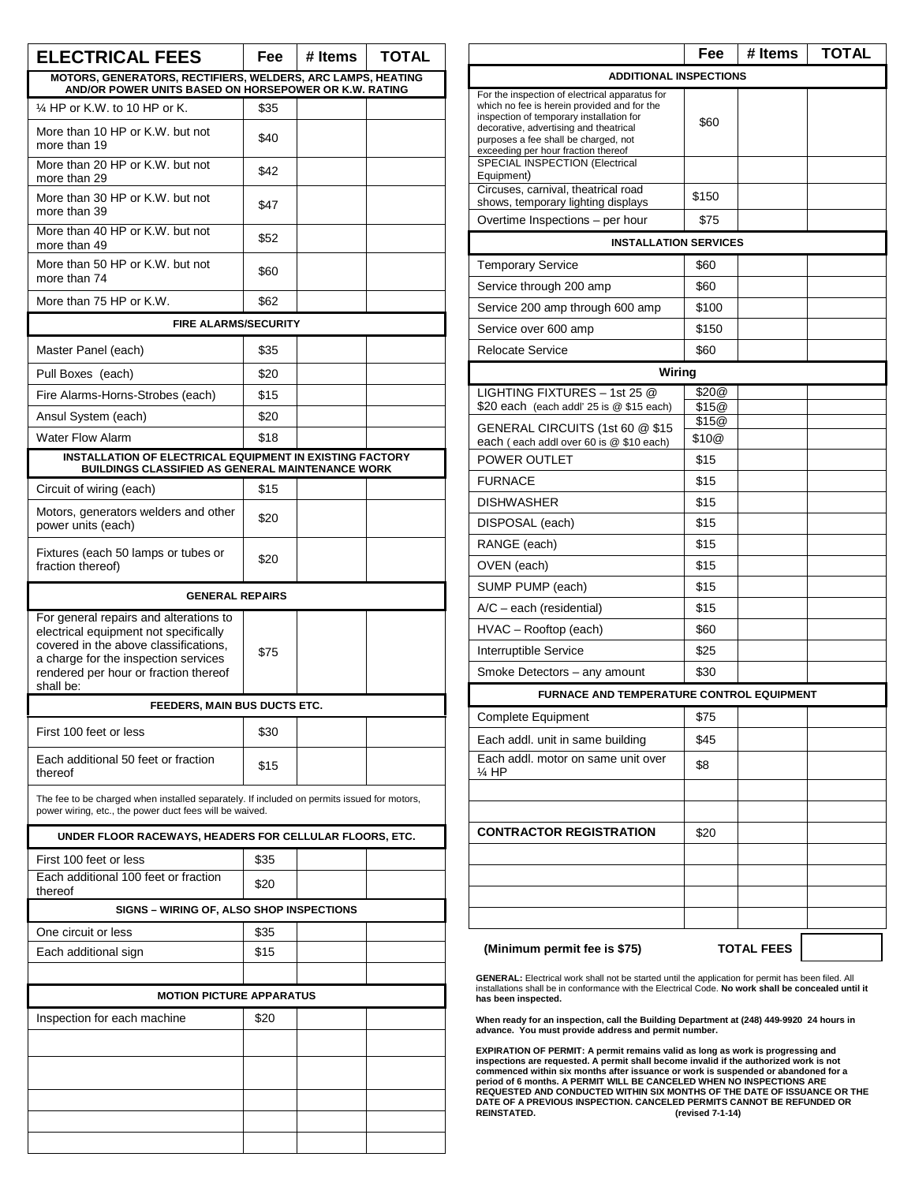| ELECTRICAL FEES | Fee | # Items | TOTAL |
|---|---|---|---|
| **MOTORS, GENERATORS, RECTIFIERS, WELDERS, ARC LAMPS, HEATING AND/OR POWER UNITS BASED ON HORSEPOWER OR K.W. RATING** | | | |
| ¼ HP or K.W. to 10 HP or K. | $35 | | |
| More than 10 HP or K.W. but not more than 19 | $40 | | |
| More than 20 HP or K.W. but not more than 29 | $42 | | |
| More than 30 HP or K.W. but not more than 39 | $47 | | |
| More than 40 HP or K.W. but not more than 49 | $52 | | |
| More than 50 HP or K.W. but not more than 74 | $60 | | |
| More than 75 HP or K.W. | $62 | | |
| **FIRE ALARMS/SECURITY** | | | |
| Master Panel (each) | $35 | | |
| Pull Boxes (each) | $20 | | |
| Fire Alarms-Horns-Strobes (each) | $15 | | |
| Ansul System (each) | $20 | | |
| Water Flow Alarm | $18 | | |
| **INSTALLATION OF ELECTRICAL EQUIPMENT IN EXISTING FACTORY BUILDINGS CLASSIFIED AS GENERAL MAINTENANCE WORK** | | | |
| Circuit of wiring (each) | $15 | | |
| Motors, generators welders and other power units (each) | $20 | | |
| Fixtures (each 50 lamps or tubes or fraction thereof) | $20 | | |
| **GENERAL REPAIRS** | | | |
| For general repairs and alterations to electrical equipment not specifically covered in the above classifications, a charge for the inspection services rendered per hour or fraction thereof shall be: | $75 | | |
| **FEEDERS, MAIN BUS DUCTS ETC.** | | | |
| First 100 feet or less | $30 | | |
| Each additional 50 feet or fraction thereof | $15 | | |
| The fee to be charged when installed separately. If included on permits issued for motors, power wiring, etc., the power duct fees will be waived. | | | |
| **UNDER FLOOR RACEWAYS, HEADERS FOR CELLULAR FLOORS, ETC.** | | | |
| First 100 feet or less | $35 | | |
| Each additional 100 feet or fraction thereof | $20 | | |
| **SIGNS – WIRING OF, ALSO SHOP INSPECTIONS** | | | |
| One circuit or less | $35 | | |
| Each additional sign | $15 | | |
| | | | |
| **MOTION PICTURE APPARATUS** | | | |
| Inspection for each machine | $20 | | |
| | | | |
| | | | |
| | | | |
| | | | |
| | | | |

| | Fee | # Items | TOTAL |
|---|---|---|---|
| **ADDITIONAL INSPECTIONS** | | | |
| For the inspection of electrical apparatus for which no fee is herein provided and for the inspection of temporary installation for decorative, advertising and theatrical purposes a fee shall be charged, not exceeding per hour fraction thereof | $60 | | |
| SPECIAL INSPECTION (Electrical Equipment) | | | |
| Circuses, carnival, theatrical road shows, temporary lighting displays | $150 | | |
| Overtime Inspections – per hour | $75 | | |
| **INSTALLATION SERVICES** | | | |
| Temporary Service | $60 | | |
| Service through 200 amp | $60 | | |
| Service 200 amp through 600 amp | $100 | | |
| Service over 600 amp | $150 | | |
| Relocate Service | $60 | | |
| **Wiring** | | | |
| LIGHTING FIXTURES – 1st 25 @ $20 each (each addl' 25 is @ $15 each) | $20@ | | |
| | $15@ | | |
| GENERAL CIRCUITS (1st 60 @ $15 each ( each addl over 60 is @ $10 each) | $15@ | | |
| | $10@ | | |
| POWER OUTLET | $15 | | |
| FURNACE | $15 | | |
| DISHWASHER | $15 | | |
| DISPOSAL (each) | $15 | | |
| RANGE (each) | $15 | | |
| OVEN (each) | $15 | | |
| SUMP PUMP (each) | $15 | | |
| A/C – each (residential) | $15 | | |
| HVAC – Rooftop (each) | $60 | | |
| Interruptible Service | $25 | | |
| Smoke Detectors – any amount | $30 | | |
| **FURNACE AND TEMPERATURE CONTROL EQUIPMENT** | | | |
| Complete Equipment | $75 | | |
| Each addl. unit in same building | $45 | | |
| Each addl. motor on same unit over ¼ HP | $8 | | |
| | | | |
| | | | |
| **CONTRACTOR REGISTRATION** | $20 | | |
| | | | |
| | | | |
| | | | |
| | | | |

**(Minimum permit fee is $75)** **TOTAL FEES** ______

**GENERAL:** Electrical work shall not be started until the application for permit has been filed. All installations shall be in conformance with the Electrical Code. **No work shall be concealed until it has been inspected.**

**When ready for an inspection, call the Building Department at (248) 449-9920 24 hours in advance. You must provide address and permit number.**

**EXPIRATION OF PERMIT: A permit remains valid as long as work is progressing and inspections are requested. A permit shall become invalid if the authorized work is not commenced within six months after issuance or work is suspended or abandoned for a period of 6 months. A PERMIT WILL BE CANCELED WHEN NO INSPECTIONS ARE REQUESTED AND CONDUCTED WITHIN SIX MONTHS OF THE DATE OF ISSUANCE OR THE DATE OF A PREVIOUS INSPECTION. CANCELED PERMITS CANNOT BE REFUNDED OR REINSTATED.** **(revised 7-1-14)**